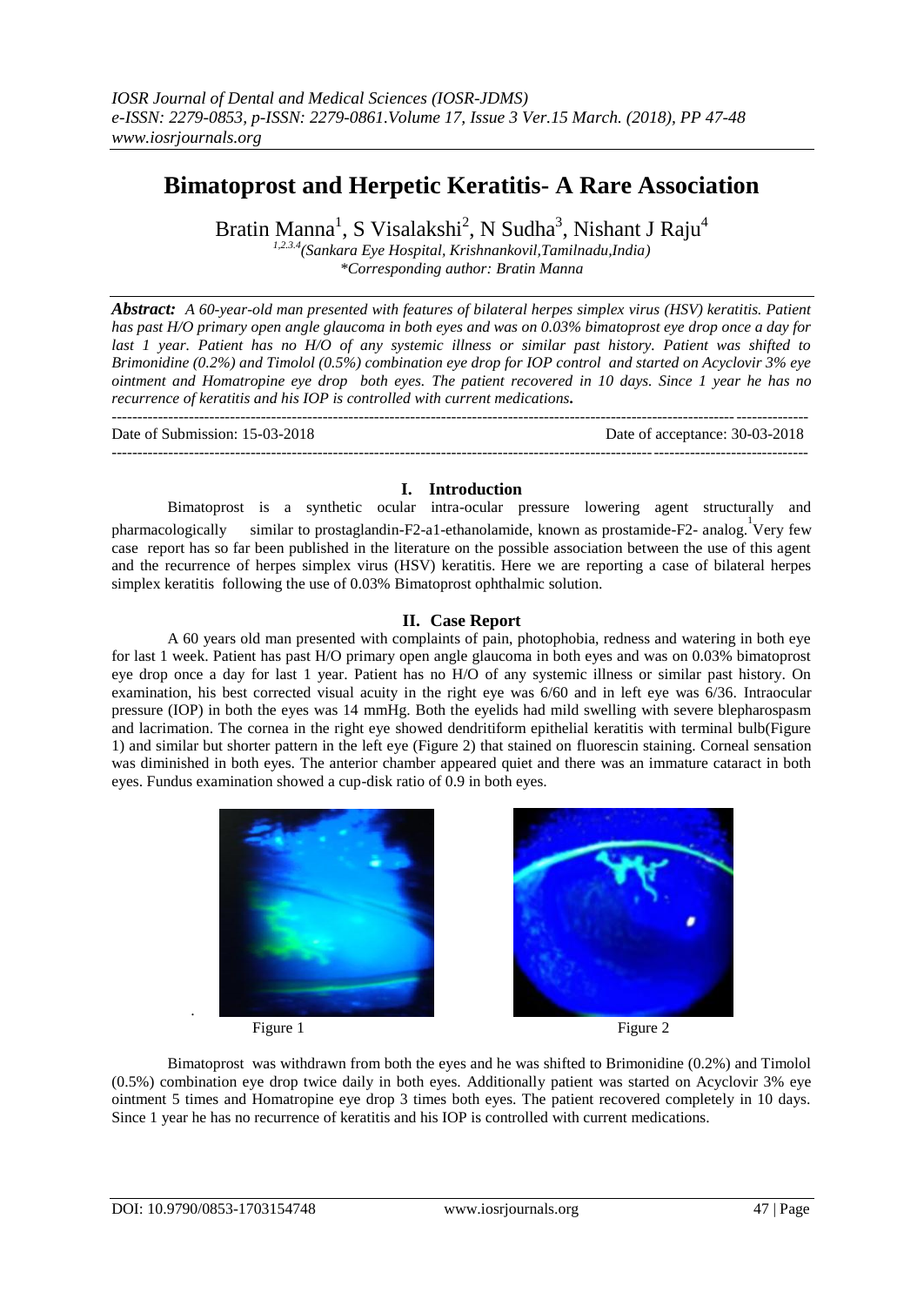# Bimatoprost and Herpetic Keratitis- A Rare Association

Bratin Manna[1], S Visalakshi[2], N Sudha[3], Nishant J Raju[4]

[1,2,3,4](Sankara Eye Hospital, Krishnankovil,Tamilnadu,India)
*Corresponding author: Bratin Manna

***Abstract:*** *A 60-year-old man presented with features of bilateral herpes simplex virus (HSV) keratitis. Patient has past H/O primary open angle glaucoma in both eyes and was on 0.03% bimatoprost eye drop once a day for last 1 year. Patient has no H/O of any systemic illness or similar past history. Patient was shifted to Brimonidine (0.2%) and Timolol (0.5%) combination eye drop for IOP control and started on Acyclovir 3% eye ointment and Homatropine eye drop both eyes. The patient recovered in 10 days. Since 1 year he has no recurrence of keratitis and his IOP is controlled with current medications.*

---

Date of Submission: 15-03-2018 | Date of acceptance: 30-03-2018

---

## I. Introduction

Bimatoprost is a synthetic ocular intra-ocular pressure lowering agent structurally and pharmacologically similar to prostaglandin-F2-a1-ethanolamide, known as prostamide-F2- analog.[1] Very few case report has so far been published in the literature on the possible association between the use of this agent and the recurrence of herpes simplex virus (HSV) keratitis. Here we are reporting a case of bilateral herpes simplex keratitis following the use of 0.03% Bimatoprost ophthalmic solution.

## II. Case Report

A 60 years old man presented with complaints of pain, photophobia, redness and watering in both eye for last 1 week. Patient has past H/O primary open angle glaucoma in both eyes and was on 0.03% bimatoprost eye drop once a day for last 1 year. Patient has no H/O of any systemic illness or similar past history. On examination, his best corrected visual acuity in the right eye was 6/60 and in left eye was 6/36. Intraocular pressure (IOP) in both the eyes was 14 mmHg. Both the eyelids had mild swelling with severe blepharospasm and lacrimation. The cornea in the right eye showed dendritiform epithelial keratitis with terminal bulb(Figure 1) and similar but shorter pattern in the left eye (Figure 2) that stained on fluorescin staining. Corneal sensation was diminished in both eyes. The anterior chamber appeared quiet and there was an immature cataract in both eyes. Fundus examination showed a cup-disk ratio of 0.9 in both eyes.

Figure 1

Figure 2

Bimatoprost was withdrawn from both the eyes and he was shifted to Brimonidine (0.2%) and Timolol (0.5%) combination eye drop twice daily in both eyes. Additionally patient was started on Acyclovir 3% eye ointment 5 times and Homatropine eye drop 3 times both eyes. The patient recovered completely in 10 days. Since 1 year he has no recurrence of keratitis and his IOP is controlled with current medications.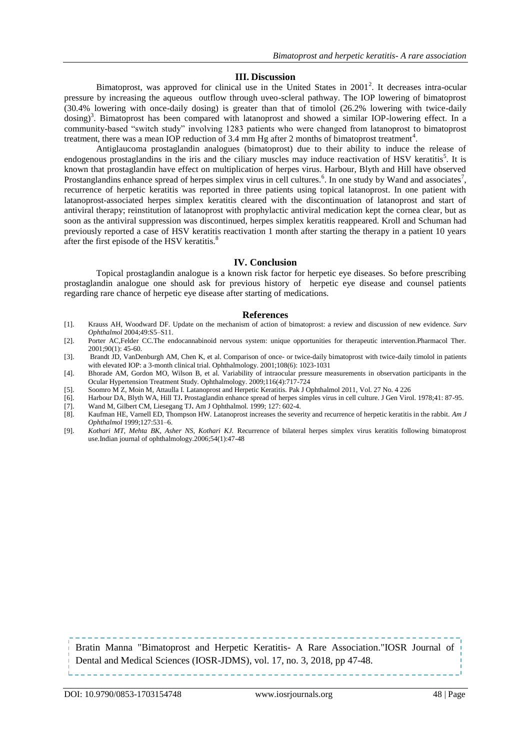## III. Discussion

Bimatoprost, was approved for clinical use in the United States in 2001[2]. It decreases intra-ocular pressure by increasing the aqueous outflow through uveo-scleral pathway. The IOP lowering of bimatoprost (30.4% lowering with once-daily dosing) is greater than that of timolol (26.2% lowering with twice-daily dosing)[3]. Bimatoprost has been compared with latanoprost and showed a similar IOP-lowering effect. In a community-based "switch study" involving 1283 patients who were changed from latanoprost to bimatoprost treatment, there was a mean IOP reduction of 3.4 mm Hg after 2 months of bimatoprost treatment[4].

Antiglaucoma prostaglandin analogues (bimatoprost) due to their ability to induce the release of endogenous prostaglandins in the iris and the ciliary muscles may induce reactivation of HSV keratitis[5]. It is known that prostaglandin have effect on multiplication of herpes virus. Harbour, Blyth and Hill have observed Prostanglandins enhance spread of herpes simplex virus in cell cultures.[6]. In one study by Wand and associates[7], recurrence of herpetic keratitis was reported in three patients using topical latanoprost. In one patient with latanoprost-associated herpes simplex keratitis cleared with the discontinuation of latanoprost and start of antiviral therapy; reinstitution of latanoprost with prophylactic antiviral medication kept the cornea clear, but as soon as the antiviral suppression was discontinued, herpes simplex keratitis reappeared. Kroll and Schuman had previously reported a case of HSV keratitis reactivation 1 month after starting the therapy in a patient 10 years after the first episode of the HSV keratitis.[8]

## IV. Conclusion

Topical prostaglandin analogue is a known risk factor for herpetic eye diseases. So before prescribing prostaglandin analogue one should ask for previous history of herpetic eye disease and counsel patients regarding rare chance of herpetic eye disease after starting of medications.

## References

[1]. Krauss AH, Woodward DF. Update on the mechanism of action of bimatoprost: a review and discussion of new evidence. *Surv Ophthalmol* 2004;49:S5–S11.

[2]. Porter AC,Felder CC.The endocannabinoid nervous system: unique opportunities for therapeutic intervention.Pharmacol Ther. 2001;90(1): 45-60.

[3]. Brandt JD, VanDenburgh AM, Chen K, et al. Comparison of once- or twice-daily bimatoprost with twice-daily timolol in patients with elevated IOP: a 3-month clinical trial. Ophthalmology. 2001;108(6): 1023-1031

[4]. Bhorade AM, Gordon MO, Wilson B, et al. Variability of intraocular pressure measurements in observation participants in the Ocular Hypertension Treatment Study. Ophthalmology. 2009;116(4):717-724

[5]. Soomro M Z, Moin M, Attaulla I. Latanoprost and Herpetic Keratitis. Pak J Ophthalmol 2011, Vol. 27 No. 4 226

[6]. Harbour DA, Blyth WA, Hill TJ**.** Prostaglandin enhance spread of herpes simples virus in cell culture. J Gen Virol. 1978;41: 87-95.

[7]. Wand M, Gilbert CM, Liesegang TJ**.** Am J Ophthalmol. 1999; 127: 602-4.

[8]. Kaufman HE, Varnell ED, Thompson HW. Latanoprost increases the severity and recurrence of herpetic keratitis in the rabbit. *Am J Ophthalmol* 1999;127:531–6.

[9]. *Kothari MT, Mehta BK, Asher NS, Kothari KJ.* Recurrence of bilateral herpes simplex virus keratitis following bimatoprost use.Indian journal of ophthalmology.2006;54(1):47-48

Bratin Manna "Bimatoprost and Herpetic Keratitis- A Rare Association."IOSR Journal of Dental and Medical Sciences (IOSR-JDMS), vol. 17, no. 3, 2018, pp 47-48.